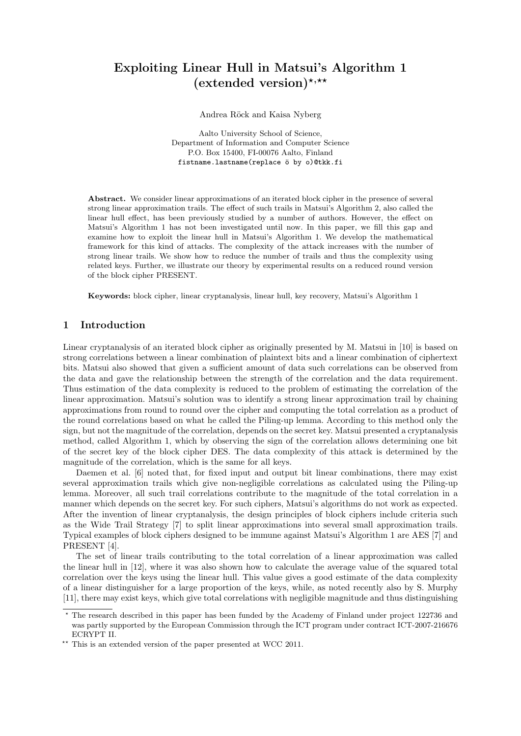# Exploiting Linear Hull in Matsui's Algorithm 1 (extended version)*,**

Andrea Röck and Kaisa Nyberg

Aalto University School of Science,
Department of Information and Computer Science
P.O. Box 15400, FI-00076 Aalto, Finland
fistname.lastname(replace ö by o)@tkk.fi

**Abstract.** We consider linear approximations of an iterated block cipher in the presence of several strong linear approximation trails. The effect of such trails in Matsui's Algorithm 2, also called the linear hull effect, has been previously studied by a number of authors. However, the effect on Matsui's Algorithm 1 has not been investigated until now. In this paper, we fill this gap and examine how to exploit the linear hull in Matsui's Algorithm 1. We develop the mathematical framework for this kind of attacks. The complexity of the attack increases with the number of strong linear trails. We show how to reduce the number of trails and thus the complexity using related keys. Further, we illustrate our theory by experimental results on a reduced round version of the block cipher PRESENT.

**Keywords:** block cipher, linear cryptanalysis, linear hull, key recovery, Matsui's Algorithm 1

## 1 Introduction

Linear cryptanalysis of an iterated block cipher as originally presented by M. Matsui in [10] is based on strong correlations between a linear combination of plaintext bits and a linear combination of ciphertext bits. Matsui also showed that given a sufficient amount of data such correlations can be observed from the data and gave the relationship between the strength of the correlation and the data requirement. Thus estimation of the data complexity is reduced to the problem of estimating the correlation of the linear approximation. Matsui's solution was to identify a strong linear approximation trail by chaining approximations from round to round over the cipher and computing the total correlation as a product of the round correlations based on what he called the Piling-up lemma. According to this method only the sign, but not the magnitude of the correlation, depends on the secret key. Matsui presented a cryptanalysis method, called Algorithm 1, which by observing the sign of the correlation allows determining one bit of the secret key of the block cipher DES. The data complexity of this attack is determined by the magnitude of the correlation, which is the same for all keys.

Daemen et al. [6] noted that, for fixed input and output bit linear combinations, there may exist several approximation trails which give non-negligible correlations as calculated using the Piling-up lemma. Moreover, all such trail correlations contribute to the magnitude of the total correlation in a manner which depends on the secret key. For such ciphers, Matsui's algorithms do not work as expected. After the invention of linear cryptanalysis, the design principles of block ciphers include criteria such as the Wide Trail Strategy [7] to split linear approximations into several small approximation trails. Typical examples of block ciphers designed to be immune against Matsui's Algorithm 1 are AES [7] and PRESENT [4].

The set of linear trails contributing to the total correlation of a linear approximation was called the linear hull in [12], where it was also shown how to calculate the average value of the squared total correlation over the keys using the linear hull. This value gives a good estimate of the data complexity of a linear distinguisher for a large proportion of the keys, while, as noted recently also by S. Murphy [11], there may exist keys, which give total correlations with negligible magnitude and thus distinguishing

---

* The research described in this paper has been funded by the Academy of Finland under project 122736 and was partly supported by the European Commission through the ICT program under contract ICT-2007-216676 ECRYPT II.

** This is an extended version of the paper presented at WCC 2011.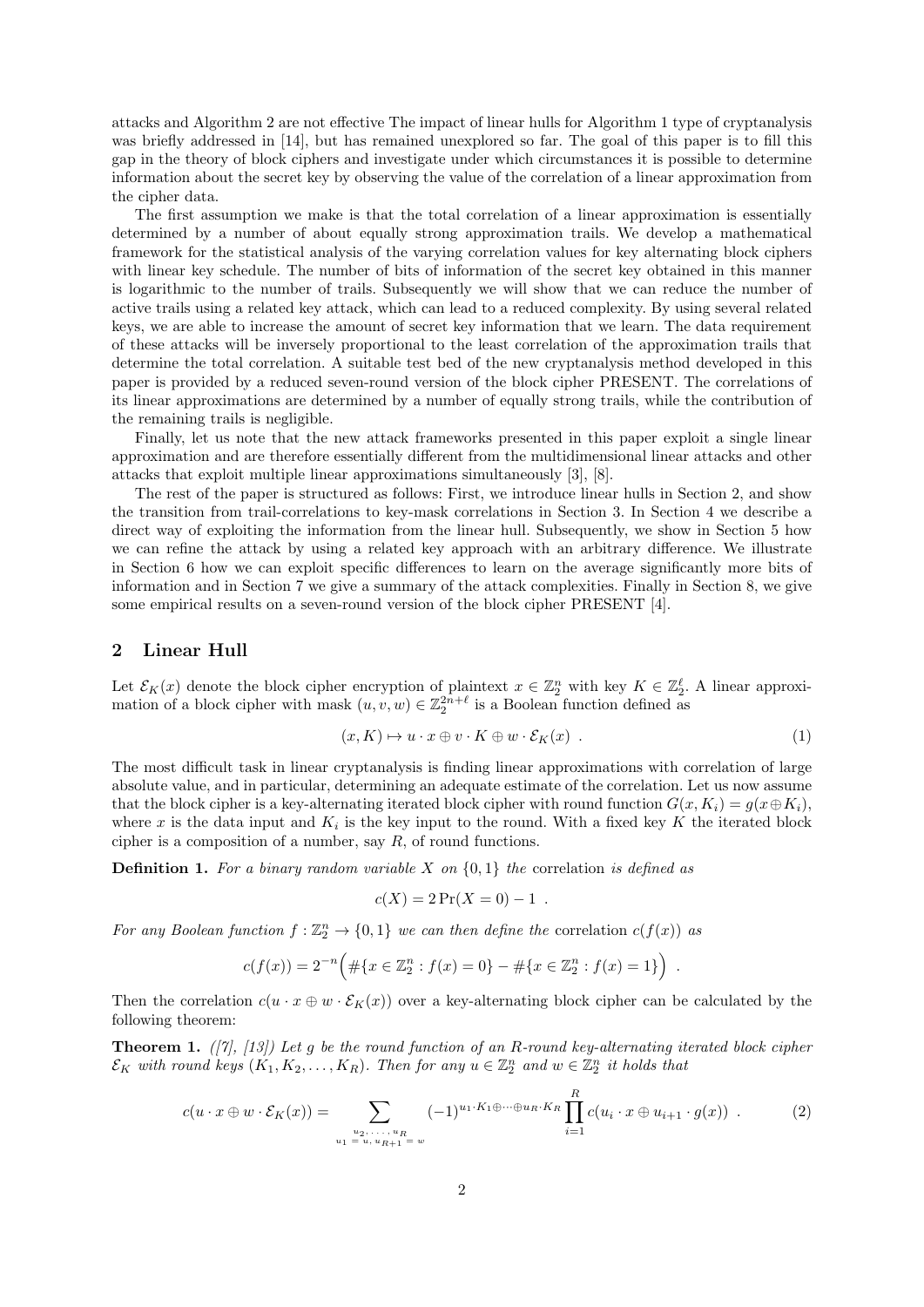attacks and Algorithm 2 are not effective The impact of linear hulls for Algorithm 1 type of cryptanalysis was briefly addressed in [14], but has remained unexplored so far. The goal of this paper is to fill this gap in the theory of block ciphers and investigate under which circumstances it is possible to determine information about the secret key by observing the value of the correlation of a linear approximation from the cipher data.

The first assumption we make is that the total correlation of a linear approximation is essentially determined by a number of about equally strong approximation trails. We develop a mathematical framework for the statistical analysis of the varying correlation values for key alternating block ciphers with linear key schedule. The number of bits of information of the secret key obtained in this manner is logarithmic to the number of trails. Subsequently we will show that we can reduce the number of active trails using a related key attack, which can lead to a reduced complexity. By using several related keys, we are able to increase the amount of secret key information that we learn. The data requirement of these attacks will be inversely proportional to the least correlation of the approximation trails that determine the total correlation. A suitable test bed of the new cryptanalysis method developed in this paper is provided by a reduced seven-round version of the block cipher PRESENT. The correlations of its linear approximations are determined by a number of equally strong trails, while the contribution of the remaining trails is negligible.

Finally, let us note that the new attack frameworks presented in this paper exploit a single linear approximation and are therefore essentially different from the multidimensional linear attacks and other attacks that exploit multiple linear approximations simultaneously [3], [8].

The rest of the paper is structured as follows: First, we introduce linear hulls in Section 2, and show the transition from trail-correlations to key-mask correlations in Section 3. In Section 4 we describe a direct way of exploiting the information from the linear hull. Subsequently, we show in Section 5 how we can refine the attack by using a related key approach with an arbitrary difference. We illustrate in Section 6 how we can exploit specific differences to learn on the average significantly more bits of information and in Section 7 we give a summary of the attack complexities. Finally in Section 8, we give some empirical results on a seven-round version of the block cipher PRESENT [4].

## 2 Linear Hull

Let $\mathcal{E}_K(x)$ denote the block cipher encryption of plaintext $x \in \mathbb{Z}_2^n$ with key $K \in \mathbb{Z}_2^\ell$. A linear approximation of a block cipher with mask $(u, v, w) \in \mathbb{Z}_2^{2n+\ell}$ is a Boolean function defined as

$$(x, K) \mapsto u \cdot x \oplus v \cdot K \oplus w \cdot \mathcal{E}_K(x) \ . \tag{1}$$

The most difficult task in linear cryptanalysis is finding linear approximations with correlation of large absolute value, and in particular, determining an adequate estimate of the correlation. Let us now assume that the block cipher is a key-alternating iterated block cipher with round function $G(x, K_i) = g(x \oplus K_i)$, where $x$ is the data input and $K_i$ is the key input to the round. With a fixed key $K$ the iterated block cipher is a composition of a number, say $R$, of round functions.

**Definition 1.** *For a binary random variable $X$ on $\{0, 1\}$ the* correlation *is defined as*

$$c(X) = 2\Pr(X = 0) - 1 \ .$$

*For any Boolean function $f : \mathbb{Z}_2^n \to \{0, 1\}$ we can then define the* correlation $c(f(x))$ *as*

$$c(f(x)) = 2^{-n}\Big(\#\{x \in \mathbb{Z}_2^n : f(x) = 0\} - \#\{x \in \mathbb{Z}_2^n : f(x) = 1\}\Big) \ .$$

Then the correlation $c(u \cdot x \oplus w \cdot \mathcal{E}_K(x))$ over a key-alternating block cipher can be calculated by the following theorem:

**Theorem 1.** *([7], [13]) Let $g$ be the round function of an $R$-round key-alternating iterated block cipher $\mathcal{E}_K$ with round keys $(K_1, K_2, \ldots, K_R)$. Then for any $u \in \mathbb{Z}_2^n$ and $w \in \mathbb{Z}_2^n$ it holds that*

$$c(u \cdot x \oplus w \cdot \mathcal{E}_K(x)) = \sum_{\substack{u_2, \ldots, u_R \\ u_1 = u, \, u_{R+1} = w}} (-1)^{u_1 \cdot K_1 \oplus \cdots \oplus u_R \cdot K_R} \prod_{i=1}^{R} c(u_i \cdot x \oplus u_{i+1} \cdot g(x)) \ . \tag{2}$$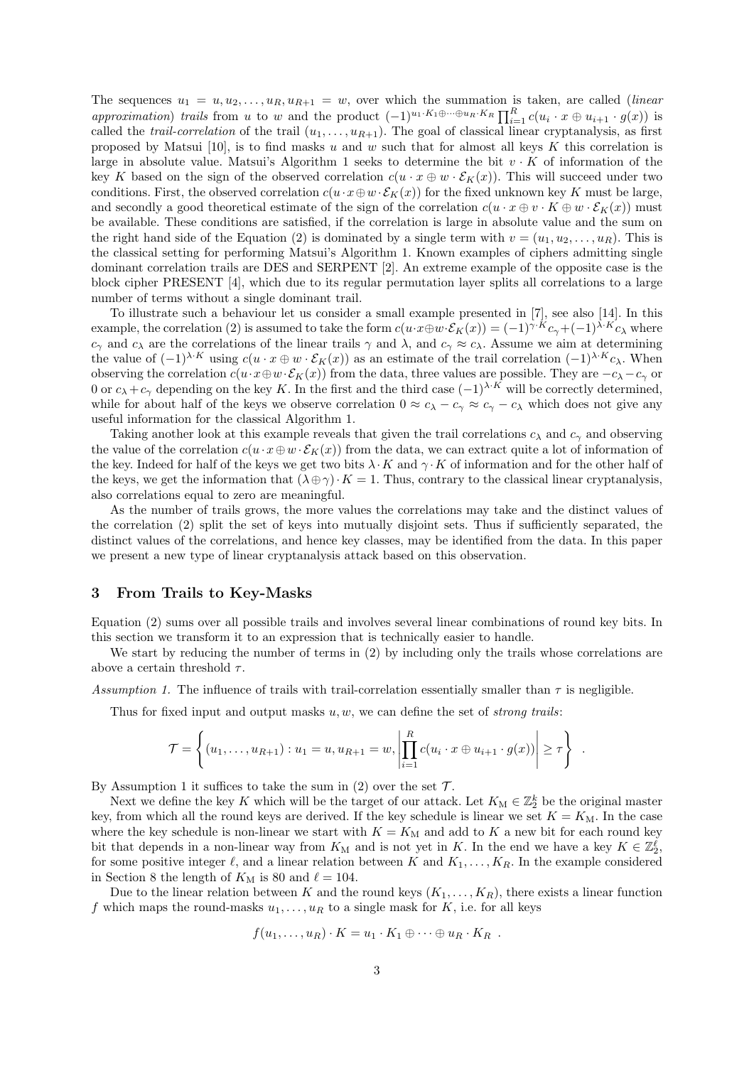The sequences $u_1 = u, u_2, \ldots, u_R, u_{R+1} = w$, over which the summation is taken, are called (*linear approximation*) *trails* from $u$ to $w$ and the product $(-1)^{u_1 \cdot K_1 \oplus \cdots \oplus u_R \cdot K_R} \prod_{i=1}^{R} c(u_i \cdot x \oplus u_{i+1} \cdot g(x))$ is called the *trail-correlation* of the trail $(u_1, \ldots, u_{R+1})$. The goal of classical linear cryptanalysis, as first proposed by Matsui [10], is to find masks $u$ and $w$ such that for almost all keys $K$ this correlation is large in absolute value. Matsui's Algorithm 1 seeks to determine the bit $v \cdot K$ of information of the key $K$ based on the sign of the observed correlation $c(u \cdot x \oplus w \cdot \mathcal{E}_K(x))$. This will succeed under two conditions. First, the observed correlation $c(u \cdot x \oplus w \cdot \mathcal{E}_K(x))$ for the fixed unknown key $K$ must be large, and secondly a good theoretical estimate of the sign of the correlation $c(u \cdot x \oplus v \cdot K \oplus w \cdot \mathcal{E}_K(x))$ must be available. These conditions are satisfied, if the correlation is large in absolute value and the sum on the right hand side of the Equation (2) is dominated by a single term with $v = (u_1, u_2, \ldots, u_R)$. This is the classical setting for performing Matsui's Algorithm 1. Known examples of ciphers admitting single dominant correlation trails are DES and SERPENT [2]. An extreme example of the opposite case is the block cipher PRESENT [4], which due to its regular permutation layer splits all correlations to a large number of terms without a single dominant trail.

To illustrate such a behaviour let us consider a small example presented in [7], see also [14]. In this example, the correlation (2) is assumed to take the form $c(u \cdot x \oplus w \cdot \mathcal{E}_K(x)) = (-1)^{\gamma \cdot K} c_\gamma + (-1)^{\lambda \cdot K} c_\lambda$ where $c_\gamma$ and $c_\lambda$ are the correlations of the linear trails $\gamma$ and $\lambda$, and $c_\gamma \approx c_\lambda$. Assume we aim at determining the value of $(-1)^{\lambda \cdot K}$ using $c(u \cdot x \oplus w \cdot \mathcal{E}_K(x))$ as an estimate of the trail correlation $(-1)^{\lambda \cdot K} c_\lambda$. When observing the correlation $c(u \cdot x \oplus w \cdot \mathcal{E}_K(x))$ from the data, three values are possible. They are $-c_\lambda - c_\gamma$ or $0$ or $c_\lambda + c_\gamma$ depending on the key $K$. In the first and the third case $(-1)^{\lambda \cdot K}$ will be correctly determined, while for about half of the keys we observe correlation $0 \approx c_\lambda - c_\gamma \approx c_\gamma - c_\lambda$ which does not give any useful information for the classical Algorithm 1.

Taking another look at this example reveals that given the trail correlations $c_\lambda$ and $c_\gamma$ and observing the value of the correlation $c(u \cdot x \oplus w \cdot \mathcal{E}_K(x))$ from the data, we can extract quite a lot of information of the key. Indeed for half of the keys we get two bits $\lambda \cdot K$ and $\gamma \cdot K$ of information and for the other half of the keys, we get the information that $(\lambda \oplus \gamma) \cdot K = 1$. Thus, contrary to the classical linear cryptanalysis, also correlations equal to zero are meaningful.

As the number of trails grows, the more values the correlations may take and the distinct values of the correlation (2) split the set of keys into mutually disjoint sets. Thus if sufficiently separated, the distinct values of the correlations, and hence key classes, may be identified from the data. In this paper we present a new type of linear cryptanalysis attack based on this observation.

## 3 From Trails to Key-Masks

Equation (2) sums over all possible trails and involves several linear combinations of round key bits. In this section we transform it to an expression that is technically easier to handle.

We start by reducing the number of terms in (2) by including only the trails whose correlations are above a certain threshold $\tau$.

*Assumption 1.* The influence of trails with trail-correlation essentially smaller than $\tau$ is negligible.

Thus for fixed input and output masks $u, w$, we can define the set of *strong trails*:

$$\mathcal{T} = \left\{ (u_1, \ldots, u_{R+1}) : u_1 = u, u_{R+1} = w, \left| \prod_{i=1}^{R} c(u_i \cdot x \oplus u_{i+1} \cdot g(x)) \right| \geq \tau \right\} \ .$$

By Assumption 1 it suffices to take the sum in (2) over the set $\mathcal{T}$.

Next we define the key $K$ which will be the target of our attack. Let $K_{\mathrm{M}} \in \mathbb{Z}_2^k$ be the original master key, from which all the round keys are derived. If the key schedule is linear we set $K = K_{\mathrm{M}}$. In the case where the key schedule is non-linear we start with $K = K_{\mathrm{M}}$ and add to $K$ a new bit for each round key bit that depends in a non-linear way from $K_{\mathrm{M}}$ and is not yet in $K$. In the end we have a key $K \in \mathbb{Z}_2^\ell$, for some positive integer $\ell$, and a linear relation between $K$ and $K_1, \ldots, K_R$. In the example considered in Section 8 the length of $K_{\mathrm{M}}$ is 80 and $\ell = 104$.

Due to the linear relation between $K$ and the round keys $(K_1, \ldots, K_R)$, there exists a linear function $f$ which maps the round-masks $u_1, \ldots, u_R$ to a single mask for $K$, i.e. for all keys

$$f(u_1, \ldots, u_R) \cdot K = u_1 \cdot K_1 \oplus \cdots \oplus u_R \cdot K_R \ .$$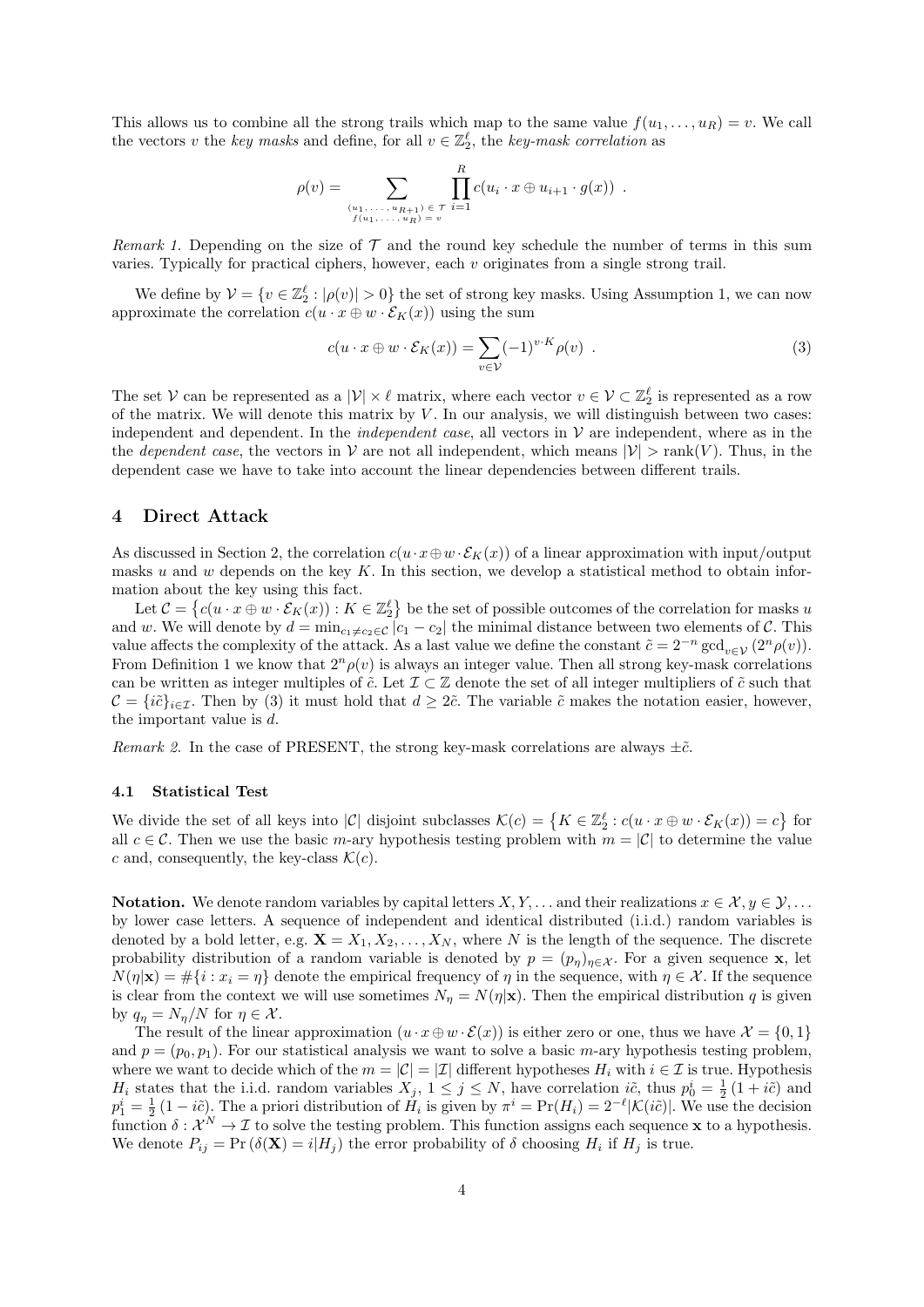This allows us to combine all the strong trails which map to the same value $f(u_1, \ldots, u_R) = v$. We call the vectors $v$ the *key masks* and define, for all $v \in \mathbb{Z}_2^\ell$, the *key-mask correlation* as

$$\rho(v) = \sum_{\substack{(u_1,\ldots,u_{R+1}) \in \mathcal{T} \\ f(u_1,\ldots,u_R)=v}} \prod_{i=1}^{R} c(u_i \cdot x \oplus u_{i+1} \cdot g(x)) \ .$$

*Remark 1.* Depending on the size of $\mathcal{T}$ and the round key schedule the number of terms in this sum varies. Typically for practical ciphers, however, each $v$ originates from a single strong trail.

We define by $\mathcal{V} = \{v \in \mathbb{Z}_2^\ell : |\rho(v)| > 0\}$ the set of strong key masks. Using Assumption 1, we can now approximate the correlation $c(u \cdot x \oplus w \cdot \mathcal{E}_K(x))$ using the sum

$$c(u \cdot x \oplus w \cdot \mathcal{E}_K(x)) = \sum_{v \in \mathcal{V}} (-1)^{v \cdot K} \rho(v) \ . \tag{3}$$

The set $\mathcal{V}$ can be represented as a $|\mathcal{V}| \times \ell$ matrix, where each vector $v \in \mathcal{V} \subset \mathbb{Z}_2^\ell$ is represented as a row of the matrix. We will denote this matrix by $V$. In our analysis, we will distinguish between two cases: independent and dependent. In the *independent case*, all vectors in $\mathcal{V}$ are independent, where as in the the *dependent case*, the vectors in $\mathcal{V}$ are not all independent, which means $|\mathcal{V}| > \operatorname{rank}(V)$. Thus, in the dependent case we have to take into account the linear dependencies between different trails.

## 4 Direct Attack

As discussed in Section 2, the correlation $c(u \cdot x \oplus w \cdot \mathcal{E}_K(x))$ of a linear approximation with input/output masks $u$ and $w$ depends on the key $K$. In this section, we develop a statistical method to obtain information about the key using this fact.

Let $\mathcal{C} = \left\{c(u \cdot x \oplus w \cdot \mathcal{E}_K(x)) : K \in \mathbb{Z}_2^\ell\right\}$ be the set of possible outcomes of the correlation for masks $u$ and $w$. We will denote by $d = \min_{c_1 \neq c_2 \in \mathcal{C}} |c_1 - c_2|$ the minimal distance between two elements of $\mathcal{C}$. This value affects the complexity of the attack. As a last value we define the constant $\tilde{c} = 2^{-n} \gcd_{v \in \mathcal{V}} (2^n \rho(v))$. From Definition 1 we know that $2^n \rho(v)$ is always an integer value. Then all strong key-mask correlations can be written as integer multiples of $\tilde{c}$. Let $\mathcal{I} \subset \mathbb{Z}$ denote the set of all integer multipliers of $\tilde{c}$ such that $\mathcal{C} = \{i\tilde{c}\}_{i \in \mathcal{I}}$. Then by (3) it must hold that $d \geq 2\tilde{c}$. The variable $\tilde{c}$ makes the notation easier, however, the important value is $d$.

*Remark 2.* In the case of PRESENT, the strong key-mask correlations are always $\pm\tilde{c}$.

### 4.1 Statistical Test

We divide the set of all keys into $|\mathcal{C}|$ disjoint subclasses $\mathcal{K}(c) = \left\{K \in \mathbb{Z}_2^\ell : c(u \cdot x \oplus w \cdot \mathcal{E}_K(x)) = c\right\}$ for all $c \in \mathcal{C}$. Then we use the basic $m$-ary hypothesis testing problem with $m = |\mathcal{C}|$ to determine the value $c$ and, consequently, the key-class $\mathcal{K}(c)$.

**Notation.** We denote random variables by capital letters $X, Y, \ldots$ and their realizations $x \in \mathcal{X}, y \in \mathcal{Y}, \ldots$ by lower case letters. A sequence of independent and identical distributed (i.i.d.) random variables is denoted by a bold letter, e.g. $\mathbf{X} = X_1, X_2, \ldots, X_N$, where $N$ is the length of the sequence. The discrete probability distribution of a random variable is denoted by $p = (p_\eta)_{\eta \in \mathcal{X}}$. For a given sequence $\mathbf{x}$, let $N(\eta|\mathbf{x}) = \#\{i : x_i = \eta\}$ denote the empirical frequency of $\eta$ in the sequence, with $\eta \in \mathcal{X}$. If the sequence is clear from the context we will use sometimes $N_\eta = N(\eta|\mathbf{x})$. Then the empirical distribution $q$ is given by $q_\eta = N_\eta / N$ for $\eta \in \mathcal{X}$.

The result of the linear approximation $(u \cdot x \oplus w \cdot \mathcal{E}(x))$ is either zero or one, thus we have $\mathcal{X} = \{0, 1\}$ and $p = (p_0, p_1)$. For our statistical analysis we want to solve a basic $m$-ary hypothesis testing problem, where we want to decide which of the $m = |\mathcal{C}| = |\mathcal{I}|$ different hypotheses $H_i$ with $i \in \mathcal{I}$ is true. Hypothesis $H_i$ states that the i.i.d. random variables $X_j$, $1 \leq j \leq N$, have correlation $i\tilde{c}$, thus $p_0^i = \frac{1}{2}(1 + i\tilde{c})$ and $p_1^i = \frac{1}{2}(1 - i\tilde{c})$. The a priori distribution of $H_i$ is given by $\pi^i = \Pr(H_i) = 2^{-\ell} |\mathcal{K}(i\tilde{c})|$. We use the decision function $\delta : \mathcal{X}^N \to \mathcal{I}$ to solve the testing problem. This function assigns each sequence $\mathbf{x}$ to a hypothesis. We denote $P_{ij} = \Pr(\delta(\mathbf{X}) = i | H_j)$ the error probability of $\delta$ choosing $H_i$ if $H_j$ is true.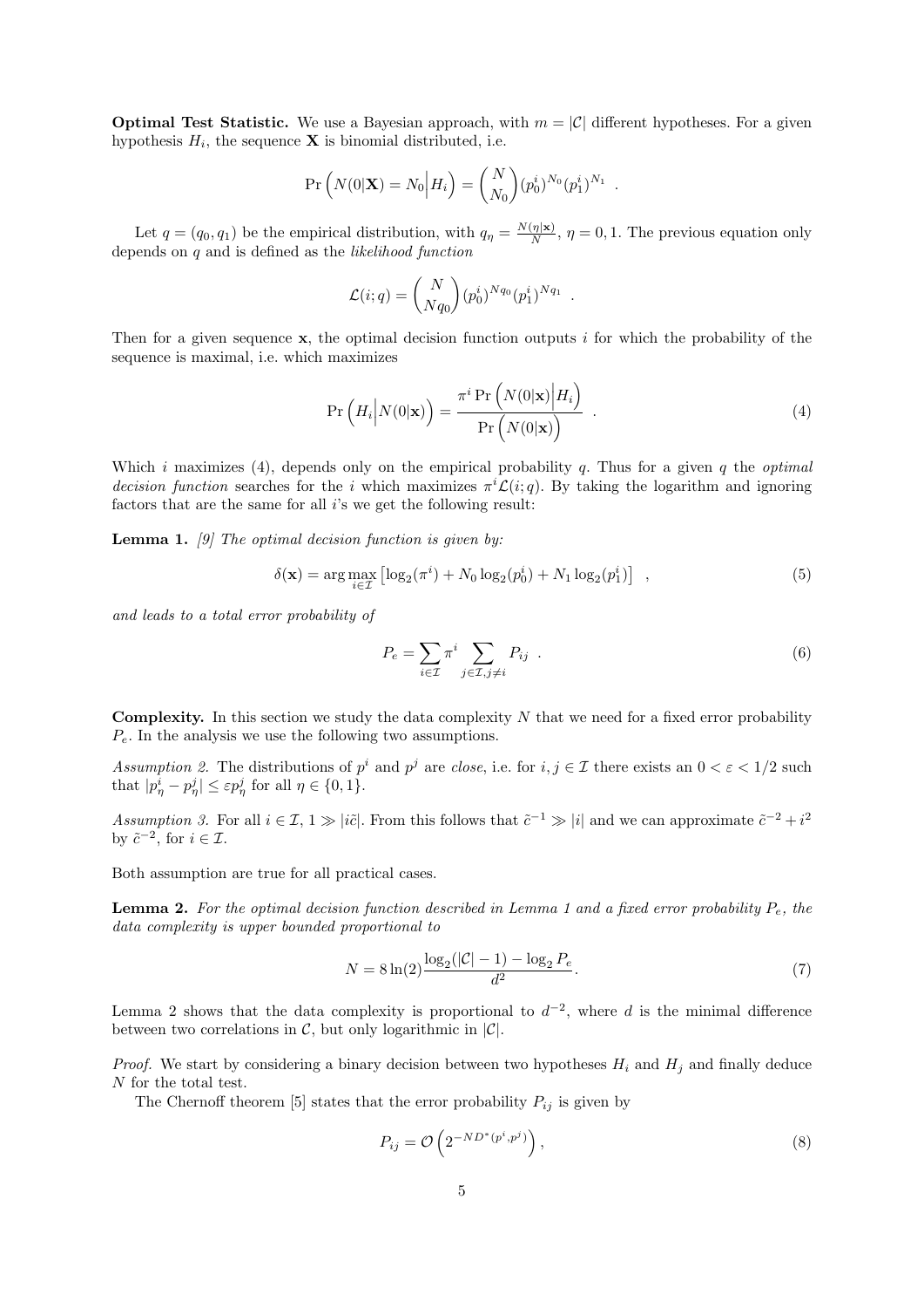**Optimal Test Statistic.** We use a Bayesian approach, with $m = |\mathcal{C}|$ different hypotheses. For a given hypothesis $H_i$, the sequence $\mathbf{X}$ is binomial distributed, i.e.

$$\Pr\left(N(0|\mathbf{X}) = N_0 \middle| H_i\right) = \binom{N}{N_0} (p_0^i)^{N_0} (p_1^i)^{N_1} \ .$$

Let $q = (q_0, q_1)$ be the empirical distribution, with $q_\eta = \frac{N(\eta|\mathbf{x})}{N}$, $\eta = 0, 1$. The previous equation only depends on $q$ and is defined as the *likelihood function*

$$\mathcal{L}(i; q) = \binom{N}{Nq_0} (p_0^i)^{Nq_0} (p_1^i)^{Nq_1} \ .$$

Then for a given sequence $\mathbf{x}$, the optimal decision function outputs $i$ for which the probability of the sequence is maximal, i.e. which maximizes

$$\Pr\left(H_i \middle| N(0|\mathbf{x})\right) = \frac{\pi^i \Pr\left(N(0|\mathbf{x}) \middle| H_i\right)}{\Pr\left(N(0|\mathbf{x})\right)} \ . \tag{4}$$

Which $i$ maximizes (4), depends only on the empirical probability $q$. Thus for a given $q$ the *optimal decision function* searches for the $i$ which maximizes $\pi^i \mathcal{L}(i; q)$. By taking the logarithm and ignoring factors that are the same for all $i$'s we get the following result:

**Lemma 1.** *[9] The optimal decision function is given by:*

$$\delta(\mathbf{x}) = \arg\max_{i \in \mathcal{I}} \left[\log_2(\pi^i) + N_0 \log_2(p_0^i) + N_1 \log_2(p_1^i)\right] \ , \tag{5}$$

*and leads to a total error probability of*

$$P_e = \sum_{i \in \mathcal{I}} \pi^i \sum_{j \in \mathcal{I}, j \neq i} P_{ij} \ . \tag{6}$$

**Complexity.** In this section we study the data complexity $N$ that we need for a fixed error probability $P_e$. In the analysis we use the following two assumptions.

*Assumption 2.* The distributions of $p^i$ and $p^j$ are *close*, i.e. for $i, j \in \mathcal{I}$ there exists an $0 < \varepsilon < 1/2$ such that $|p_\eta^i - p_\eta^j| \leq \varepsilon p_\eta^j$ for all $\eta \in \{0, 1\}$.

*Assumption 3.* For all $i \in \mathcal{I}$, $1 \gg |i\tilde{c}|$. From this follows that $\tilde{c}^{-1} \gg |i|$ and we can approximate $\tilde{c}^{-2} + i^2$ by $\tilde{c}^{-2}$, for $i \in \mathcal{I}$.

Both assumption are true for all practical cases.

**Lemma 2.** *For the optimal decision function described in Lemma 1 and a fixed error probability $P_e$, the data complexity is upper bounded proportional to*

$$N = 8\ln(2) \frac{\log_2(|\mathcal{C}| - 1) - \log_2 P_e}{d^2}. \tag{7}$$

Lemma 2 shows that the data complexity is proportional to $d^{-2}$, where $d$ is the minimal difference between two correlations in $\mathcal{C}$, but only logarithmic in $|\mathcal{C}|$.

*Proof.* We start by considering a binary decision between two hypotheses $H_i$ and $H_j$ and finally deduce $N$ for the total test.

The Chernoff theorem [5] states that the error probability $P_{ij}$ is given by

$$P_{ij} = \mathcal{O}\left(2^{-ND^*(p^i, p^j)}\right), \tag{8}$$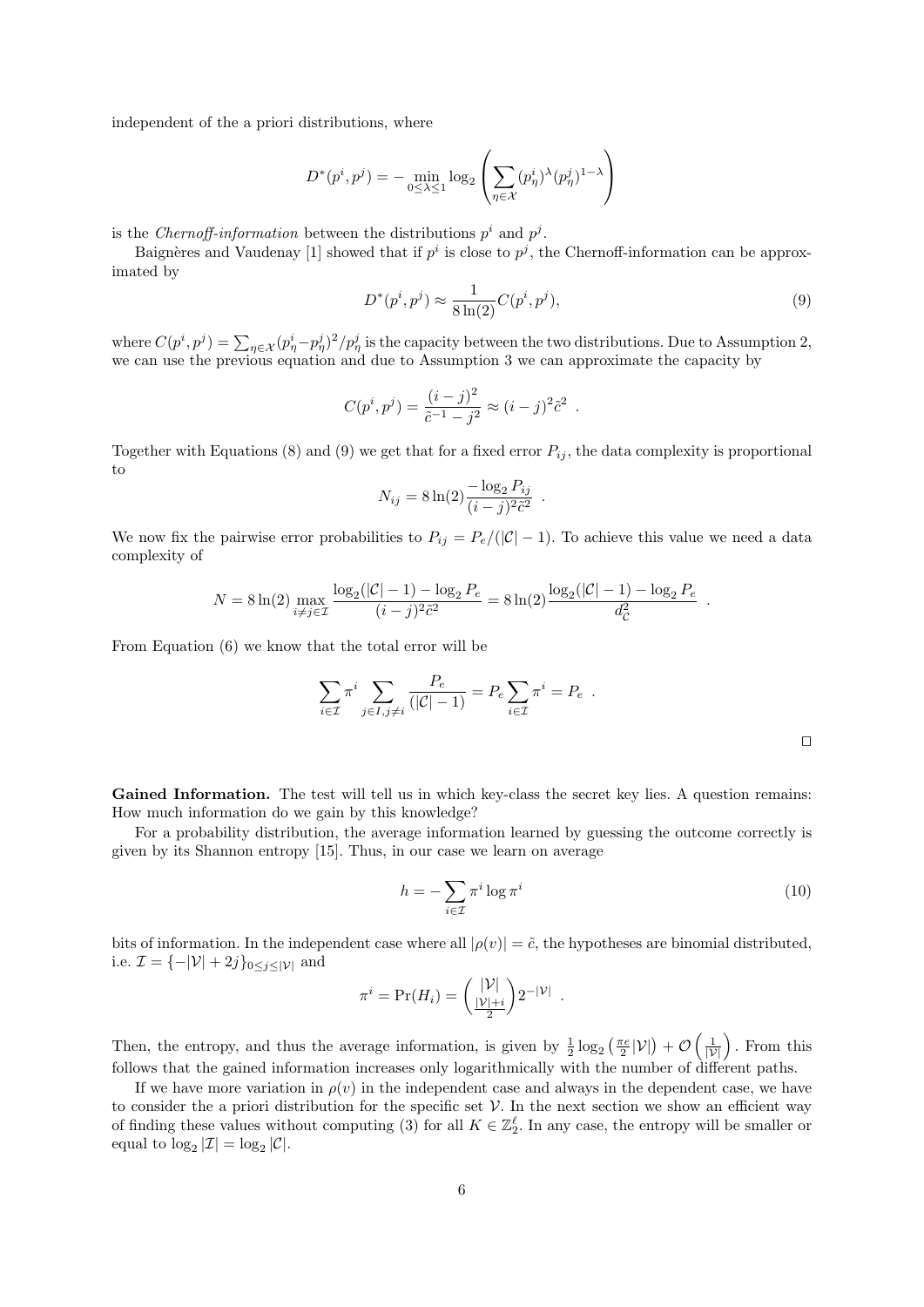independent of the a priori distributions, where

$$D^*(p^i, p^j) = - \min_{0 \le \lambda \le 1} \log_2 \left( \sum_{\eta \in \mathcal{X}} (p^i_\eta)^\lambda (p^j_\eta)^{1-\lambda} \right)$$

is the *Chernoff-information* between the distributions $p^i$ and $p^j$.

Baignères and Vaudenay [1] showed that if $p^i$ is close to $p^j$, the Chernoff-information can be approximated by

$$D^*(p^i, p^j) \approx \frac{1}{8 \ln(2)} C(p^i, p^j), \tag{9}$$

where $C(p^i, p^j) = \sum_{\eta \in \mathcal{X}} (p^i_\eta - p^j_\eta)^2 / p^j_\eta$ is the capacity between the two distributions. Due to Assumption 2, we can use the previous equation and due to Assumption 3 we can approximate the capacity by

$$C(p^i, p^j) = \frac{(i-j)^2}{\tilde{c}^{-1} - j^2} \approx (i-j)^2 \tilde{c}^2 \ .$$

Together with Equations (8) and (9) we get that for a fixed error $P_{ij}$, the data complexity is proportional to

$$N_{ij} = 8 \ln(2) \frac{- \log_2 P_{ij}}{(i-j)^2 \tilde{c}^2} \ .$$

We now fix the pairwise error probabilities to $P_{ij} = P_e / (|\mathcal{C}| - 1)$. To achieve this value we need a data complexity of

$$N = 8 \ln(2) \max_{i \ne j \in \mathcal{I}} \frac{\log_2(|\mathcal{C}| - 1) - \log_2 P_e}{(i-j)^2 \tilde{c}^2} = 8 \ln(2) \frac{\log_2(|\mathcal{C}| - 1) - \log_2 P_e}{d^2_{\mathcal{C}}} \ .$$

From Equation (6) we know that the total error will be

$$\sum_{i \in \mathcal{I}} \pi^i \sum_{j \in I, j \ne i} \frac{P_e}{(|\mathcal{C}| - 1)} = P_e \sum_{i \in \mathcal{I}} \pi^i = P_e \ .$$

□

**Gained Information.** The test will tell us in which key-class the secret key lies. A question remains: How much information do we gain by this knowledge?

For a probability distribution, the average information learned by guessing the outcome correctly is given by its Shannon entropy [15]. Thus, in our case we learn on average

$$h = - \sum_{i \in \mathcal{I}} \pi^i \log \pi^i \tag{10}$$

bits of information. In the independent case where all $|\rho(v)| = \tilde{c}$, the hypotheses are binomial distributed, i.e. $\mathcal{I} = \{-|\mathcal{V}| + 2j\}_{0 \le j \le |\mathcal{V}|}$ and

$$\pi^i = \Pr(H_i) = \binom{|\mathcal{V}|}{\frac{|\mathcal{V}|+i}{2}} 2^{-|\mathcal{V}|} \ .$$

Then, the entropy, and thus the average information, is given by $\frac{1}{2} \log_2 \left( \frac{\pi e}{2} |\mathcal{V}| \right) + \mathcal{O}\left( \frac{1}{|\mathcal{V}|} \right)$. From this follows that the gained information increases only logarithmically with the number of different paths.

If we have more variation in $\rho(v)$ in the independent case and always in the dependent case, we have to consider the a priori distribution for the specific set $\mathcal{V}$. In the next section we show an efficient way of finding these values without computing (3) for all $K \in \mathbb{Z}_2^\ell$. In any case, the entropy will be smaller or equal to $\log_2 |\mathcal{I}| = \log_2 |\mathcal{C}|$.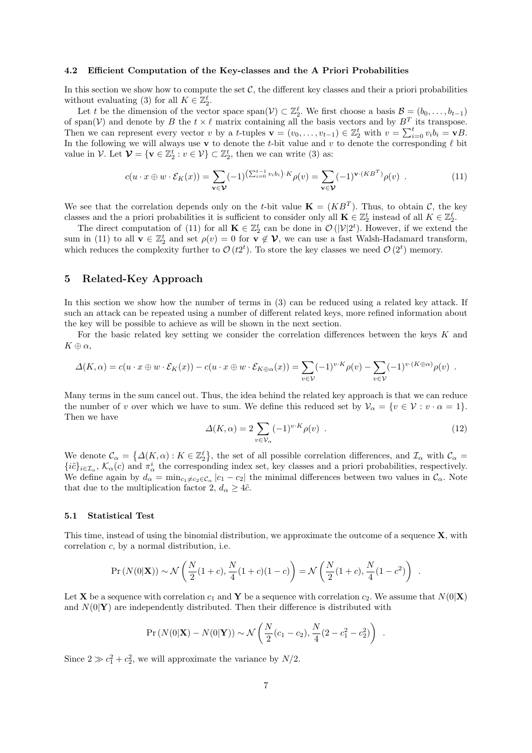### 4.2 Efficient Computation of the Key-classes and the A Priori Probabilities

In this section we show how to compute the set $\mathcal{C}$, the different key classes and their a priori probabilities without evaluating (3) for all $K \in \mathbb{Z}_2^\ell$.

Let $t$ be the dimension of the vector space $\mathrm{span}(\mathcal{V}) \subset \mathbb{Z}_2^\ell$. We first choose a basis $\mathcal{B} = (b_0, \ldots, b_{t-1})$ of $\mathrm{span}(\mathcal{V})$ and denote by $B$ the $t \times \ell$ matrix containing all the basis vectors and by $B^T$ its transpose. Then we can represent every vector $v$ by a $t$-tuples $\mathbf{v} = (v_0, \ldots, v_{t-1}) \in \mathbb{Z}_2^t$ with $v = \sum_{i=0}^t v_i b_i = \mathbf{v}B$. In the following we will always use $\mathbf{v}$ to denote the $t$-bit value and $v$ to denote the corresponding $\ell$ bit value in $\mathcal{V}$. Let $\boldsymbol{\mathcal{V}} = \{\mathbf{v} \in \mathbb{Z}_2^t : v \in \mathcal{V}\} \subset \mathbb{Z}_2^t$, then we can write (3) as:

$$c(u \cdot x \oplus w \cdot \mathcal{E}_K(x)) = \sum_{\mathbf{v} \in \boldsymbol{\mathcal{V}}} (-1)^{\left(\sum_{i=0}^{t-1} v_i b_i\right) \cdot K} \rho(v) = \sum_{\mathbf{v} \in \boldsymbol{\mathcal{V}}} (-1)^{\mathbf{v} \cdot (KB^T)} \rho(v) \ . \tag{11}$$

We see that the correlation depends only on the $t$-bit value $\mathbf{K} = (KB^T)$. Thus, to obtain $\mathcal{C}$, the key classes and the a priori probabilities it is sufficient to consider only all $\mathbf{K} \in \mathbb{Z}_2^t$ instead of all $K \in \mathbb{Z}_2^\ell$.

The direct computation of (11) for all $\mathbf{K} \in \mathbb{Z}_2^t$ can be done in $\mathcal{O}(|\mathcal{V}| 2^t)$. However, if we extend the sum in (11) to all $\mathbf{v} \in \mathbb{Z}_2^t$ and set $\rho(v) = 0$ for $\mathbf{v} \notin \boldsymbol{\mathcal{V}}$, we can use a fast Walsh-Hadamard transform, which reduces the complexity further to $\mathcal{O}(t 2^t)$. To store the key classes we need $\mathcal{O}(2^t)$ memory.

## 5 Related-Key Approach

In this section we show how the number of terms in (3) can be reduced using a related key attack. If such an attack can be repeated using a number of different related keys, more refined information about the key will be possible to achieve as will be shown in the next section.

For the basic related key setting we consider the correlation differences between the keys $K$ and $K \oplus \alpha$,

$$\Delta(K, \alpha) = c(u \cdot x \oplus w \cdot \mathcal{E}_K(x)) - c(u \cdot x \oplus w \cdot \mathcal{E}_{K \oplus \alpha}(x)) = \sum_{v \in \mathcal{V}} (-1)^{v \cdot K} \rho(v) - \sum_{v \in \mathcal{V}} (-1)^{v \cdot (K \oplus \alpha)} \rho(v) \ .$$

Many terms in the sum cancel out. Thus, the idea behind the related key approach is that we can reduce the number of $v$ over which we have to sum. We define this reduced set by $\mathcal{V}_\alpha = \{v \in \mathcal{V} : v \cdot \alpha = 1\}$. Then we have

$$\Delta(K, \alpha) = 2 \sum_{v \in \mathcal{V}_\alpha} (-1)^{v \cdot K} \rho(v) \ . \tag{12}$$

We denote $\mathcal{C}_\alpha = \left\{\Delta(K, \alpha) : K \in \mathbb{Z}_2^\ell\right\}$, the set of all possible correlation differences, and $\mathcal{I}_\alpha$ with $\mathcal{C}_\alpha = \{i\tilde{c}\}_{i \in \mathcal{I}_\alpha}$, $\mathcal{K}_\alpha(c)$ and $\pi_\alpha^i$ the corresponding index set, key classes and a priori probabilities, respectively. We define again by $d_\alpha = \min_{c_1 \neq c_2 \in \mathcal{C}_\alpha} |c_1 - c_2|$ the minimal differences between two values in $\mathcal{C}_\alpha$. Note that due to the multiplication factor 2, $d_\alpha \geq 4\tilde{c}$.

### 5.1 Statistical Test

This time, instead of using the binomial distribution, we approximate the outcome of a sequence $\mathbf{X}$, with correlation $c$, by a normal distribution, i.e.

$$\Pr\left(N(0|\mathbf{X})\right) \sim \mathcal{N}\left(\frac{N}{2}(1+c), \frac{N}{4}(1+c)(1-c)\right) = \mathcal{N}\left(\frac{N}{2}(1+c), \frac{N}{4}(1-c^2)\right) \ .$$

Let $\mathbf{X}$ be a sequence with correlation $c_1$ and $\mathbf{Y}$ be a sequence with correlation $c_2$. We assume that $N(0|\mathbf{X})$ and $N(0|\mathbf{Y})$ are independently distributed. Then their difference is distributed with

$$\Pr\left(N(0|\mathbf{X}) - N(0|\mathbf{Y})\right) \sim \mathcal{N}\left(\frac{N}{2}(c_1 - c_2), \frac{N}{4}(2 - c_1^2 - c_2^2)\right) \ .$$

Since $2 \gg c_1^2 + c_2^2$, we will approximate the variance by $N/2$.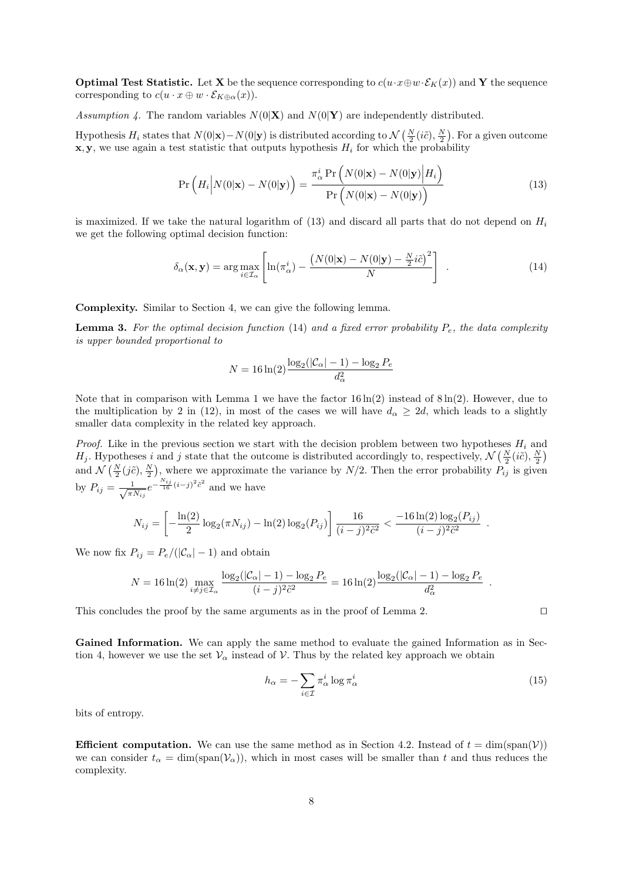**Optimal Test Statistic.** Let $\mathbf{X}$ be the sequence corresponding to $c(u \cdot x \oplus w \cdot \mathcal{E}_K(x))$ and $\mathbf{Y}$ the sequence corresponding to $c(u \cdot x \oplus w \cdot \mathcal{E}_{K\oplus\alpha}(x))$.

*Assumption 4.* The random variables $N(0|\mathbf{X})$ and $N(0|\mathbf{Y})$ are independently distributed.

Hypothesis $H_i$ states that $N(0|\mathbf{x}) - N(0|\mathbf{y})$ is distributed according to $\mathcal{N}\left(\frac{N}{2}(i\tilde{c}), \frac{N}{2}\right)$. For a given outcome $\mathbf{x}, \mathbf{y}$, we use again a test statistic that outputs hypothesis $H_i$ for which the probability

$$\Pr\left(H_i \middle| N(0|\mathbf{x}) - N(0|\mathbf{y})\right) = \frac{\pi_\alpha^i \Pr\left(N(0|\mathbf{x}) - N(0|\mathbf{y}) \middle| H_i\right)}{\Pr\left(N(0|\mathbf{x}) - N(0|\mathbf{y})\right)} \tag{13}$$

is maximized. If we take the natural logarithm of (13) and discard all parts that do not depend on $H_i$ we get the following optimal decision function:

$$\delta_\alpha(\mathbf{x}, \mathbf{y}) = \arg\max_{i \in \mathcal{I}_\alpha} \left[\ln(\pi_\alpha^i) - \frac{\left(N(0|\mathbf{x}) - N(0|\mathbf{y}) - \frac{N}{2} i\tilde{c}\right)^2}{N}\right] \ . \tag{14}$$

**Complexity.** Similar to Section 4, we can give the following lemma.

**Lemma 3.** *For the optimal decision function* (14) *and a fixed error probability $P_e$, the data complexity is upper bounded proportional to*

$$N = 16\ln(2)\frac{\log_2(|\mathcal{C}_\alpha| - 1) - \log_2 P_e}{d_\alpha^2}$$

Note that in comparison with Lemma 1 we have the factor $16\ln(2)$ instead of $8\ln(2)$. However, due to the multiplication by 2 in (12), in most of the cases we will have $d_\alpha \geq 2d$, which leads to a slightly smaller data complexity in the related key approach.

*Proof.* Like in the previous section we start with the decision problem between two hypotheses $H_i$ and $H_j$. Hypotheses $i$ and $j$ state that the outcome is distributed accordingly to, respectively, $\mathcal{N}\left(\frac{N}{2}(i\tilde{c}), \frac{N}{2}\right)$ and $\mathcal{N}\left(\frac{N}{2}(j\tilde{c}), \frac{N}{2}\right)$, where we approximate the variance by $N/2$. Then the error probability $P_{ij}$ is given by $P_{ij} = \frac{1}{\sqrt{\pi N_{ij}}} e^{-\frac{N_{ij}}{16}(i-j)^2\tilde{c}^2}$ and we have

$$N_{ij} = \left[-\frac{\ln(2)}{2}\log_2(\pi N_{ij}) - \ln(2)\log_2(P_{ij})\right]\frac{16}{(i-j)^2\tilde{c}^2} < \frac{-16\ln(2)\log_2(P_{ij})}{(i-j)^2\tilde{c}^2} \ .$$

We now fix $P_{ij} = P_e/(|\mathcal{C}_\alpha| - 1)$ and obtain

$$N = 16\ln(2)\max_{i \neq j \in \mathcal{I}_\alpha} \frac{\log_2(|\mathcal{C}_\alpha| - 1) - \log_2 P_e}{(i-j)^2\tilde{c}^2} = 16\ln(2)\frac{\log_2(|\mathcal{C}_\alpha| - 1) - \log_2 P_e}{d_\alpha^2} \ .$$

This concludes the proof by the same arguments as in the proof of Lemma 2. □

**Gained Information.** We can apply the same method to evaluate the gained Information as in Section 4, however we use the set $\mathcal{V}_\alpha$ instead of $\mathcal{V}$. Thus by the related key approach we obtain

$$h_\alpha = -\sum_{i \in \mathcal{I}} \pi_\alpha^i \log \pi_\alpha^i \tag{15}$$

bits of entropy.

**Efficient computation.** We can use the same method as in Section 4.2. Instead of $t = \dim(\mathrm{span}(\mathcal{V}))$ we can consider $t_\alpha = \dim(\mathrm{span}(\mathcal{V}_\alpha))$, which in most cases will be smaller than $t$ and thus reduces the complexity.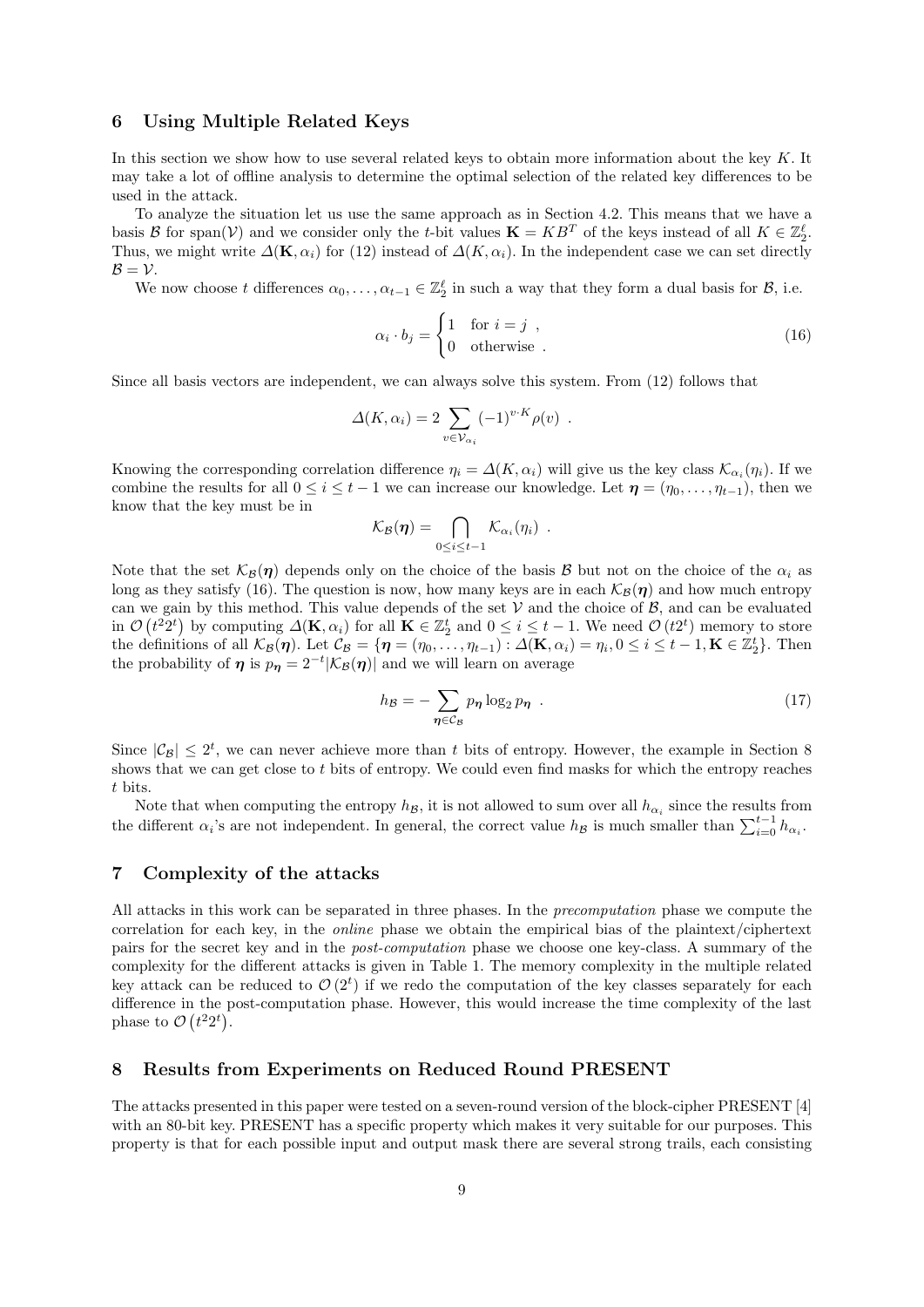## 6 Using Multiple Related Keys

In this section we show how to use several related keys to obtain more information about the key $K$. It may take a lot of offline analysis to determine the optimal selection of the related key differences to be used in the attack.

To analyze the situation let us use the same approach as in Section 4.2. This means that we have a basis $\mathcal{B}$ for span($\mathcal{V}$) and we consider only the $t$-bit values $\mathbf{K} = KB^T$ of the keys instead of all $K \in \mathbb{Z}_2^\ell$. Thus, we might write $\Delta(\mathbf{K}, \alpha_i)$ for (12) instead of $\Delta(K, \alpha_i)$. In the independent case we can set directly $\mathcal{B} = \mathcal{V}$.

We now choose $t$ differences $\alpha_0, \ldots, \alpha_{t-1} \in \mathbb{Z}_2^\ell$ in such a way that they form a dual basis for $\mathcal{B}$, i.e.

$$\alpha_i \cdot b_j = \begin{cases} 1 & \text{for } i = j \ , \\ 0 & \text{otherwise} \ . \end{cases} \tag{16}$$

Since all basis vectors are independent, we can always solve this system. From (12) follows that

$$\Delta(K, \alpha_i) = 2 \sum_{v \in \mathcal{V}_{\alpha_i}} (-1)^{v \cdot K} \rho(v) \ .$$

Knowing the corresponding correlation difference $\eta_i = \Delta(K, \alpha_i)$ will give us the key class $\mathcal{K}_{\alpha_i}(\eta_i)$. If we combine the results for all $0 \leq i \leq t-1$ we can increase our knowledge. Let $\boldsymbol{\eta} = (\eta_0, \ldots, \eta_{t-1})$, then we know that the key must be in

$$\mathcal{K}_{\mathcal{B}}(\boldsymbol{\eta}) = \bigcap_{0 \leq i \leq t-1} \mathcal{K}_{\alpha_i}(\eta_i) \ .$$

Note that the set $\mathcal{K}_{\mathcal{B}}(\boldsymbol{\eta})$ depends only on the choice of the basis $\mathcal{B}$ but not on the choice of the $\alpha_i$ as long as they satisfy (16). The question is now, how many keys are in each $\mathcal{K}_{\mathcal{B}}(\boldsymbol{\eta})$ and how much entropy can we gain by this method. This value depends of the set $\mathcal{V}$ and the choice of $\mathcal{B}$, and can be evaluated in $\mathcal{O}\left(t^2 2^t\right)$ by computing $\Delta(\mathbf{K}, \alpha_i)$ for all $\mathbf{K} \in \mathbb{Z}_2^t$ and $0 \leq i \leq t-1$. We need $\mathcal{O}\left(t 2^t\right)$ memory to store the definitions of all $\mathcal{K}_{\mathcal{B}}(\boldsymbol{\eta})$. Let $\mathcal{C}_{\mathcal{B}} = \{\boldsymbol{\eta} = (\eta_0, \ldots, \eta_{t-1}) : \Delta(\mathbf{K}, \alpha_i) = \eta_i, 0 \leq i \leq t-1, \mathbf{K} \in \mathbb{Z}_2^t\}$. Then the probability of $\boldsymbol{\eta}$ is $p_{\boldsymbol{\eta}} = 2^{-t} |\mathcal{K}_{\mathcal{B}}(\boldsymbol{\eta})|$ and we will learn on average

$$h_{\mathcal{B}} = -\sum_{\boldsymbol{\eta} \in \mathcal{C}_{\mathcal{B}}} p_{\boldsymbol{\eta}} \log_2 p_{\boldsymbol{\eta}} \ . \tag{17}$$

Since $|\mathcal{C}_{\mathcal{B}}| \leq 2^t$, we can never achieve more than $t$ bits of entropy. However, the example in Section 8 shows that we can get close to $t$ bits of entropy. We could even find masks for which the entropy reaches $t$ bits.

Note that when computing the entropy $h_{\mathcal{B}}$, it is not allowed to sum over all $h_{\alpha_i}$ since the results from the different $\alpha_i$'s are not independent. In general, the correct value $h_{\mathcal{B}}$ is much smaller than $\sum_{i=0}^{t-1} h_{\alpha_i}$.

## 7 Complexity of the attacks

All attacks in this work can be separated in three phases. In the *precomputation* phase we compute the correlation for each key, in the *online* phase we obtain the empirical bias of the plaintext/ciphertext pairs for the secret key and in the *post-computation* phase we choose one key-class. A summary of the complexity for the different attacks is given in Table 1. The memory complexity in the multiple related key attack can be reduced to $\mathcal{O}\left(2^t\right)$ if we redo the computation of the key classes separately for each difference in the post-computation phase. However, this would increase the time complexity of the last phase to $\mathcal{O}\left(t^2 2^t\right)$.

## 8 Results from Experiments on Reduced Round PRESENT

The attacks presented in this paper were tested on a seven-round version of the block-cipher PRESENT [4] with an 80-bit key. PRESENT has a specific property which makes it very suitable for our purposes. This property is that for each possible input and output mask there are several strong trails, each consisting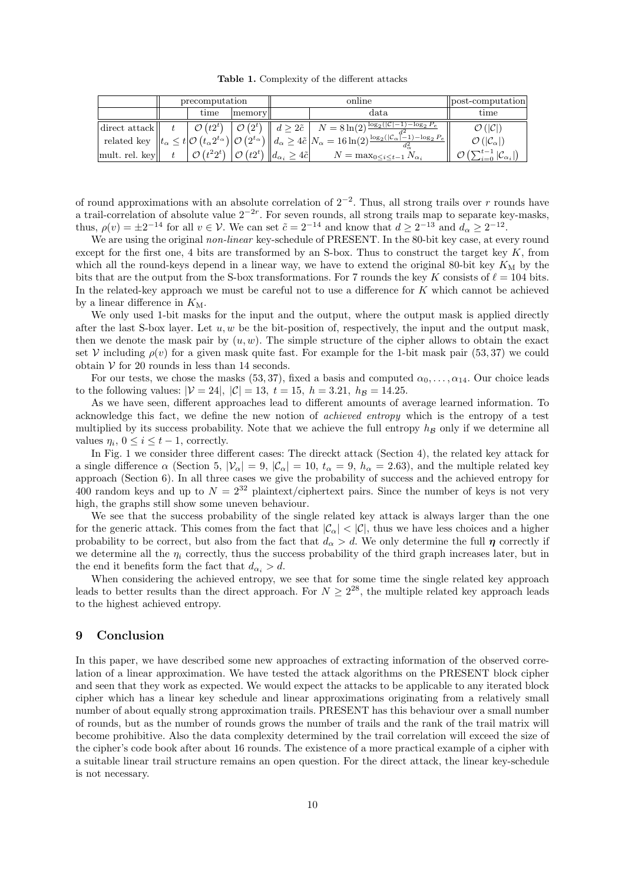**Table 1.** Complexity of the different attacks

| | precomputation | | | online | | post-computation |
|---|---|---|---|---|---|---|
| | | time | memory | | data | time |
| direct attack | $t$ | $\mathcal{O}(t2^t)$ | $\mathcal{O}(2^t)$ | $d \geq 2\tilde{c}$ | $N = 8\ln(2)\frac{\log_2(\lvert\mathcal{C}\rvert-1)-\log_2 P_e}{d^2}$ | $\mathcal{O}(\lvert\mathcal{C}\rvert)$ |
| related key | $t_\alpha \leq t$ | $\mathcal{O}(t_\alpha 2^{t_\alpha})$ | $\mathcal{O}(2^{t_\alpha})$ | $d_\alpha \geq 4\tilde{c}$ | $N_\alpha = 16\ln(2)\frac{\log_2(\lvert\mathcal{C}_\alpha\rvert-1)-\log_2 P_e}{d_\alpha^2}$ | $\mathcal{O}(\lvert\mathcal{C}_\alpha\rvert)$ |
| mult. rel. key | $t$ | $\mathcal{O}(t^2 2^t)$ | $\mathcal{O}(t2^t)$ | $d_{\alpha_i} \geq 4\tilde{c}$ | $N = \max_{0\leq i\leq t-1} N_{\alpha_i}$ | $\mathcal{O}\left(\sum_{i=0}^{t-1}\lvert\mathcal{C}_{\alpha_i}\rvert\right)$ |

of round approximations with an absolute correlation of $2^{-2}$. Thus, all strong trails over $r$ rounds have a trail-correlation of absolute value $2^{-2r}$. For seven rounds, all strong trails map to separate key-masks, thus, $\rho(v) = \pm 2^{-14}$ for all $v \in \mathcal{V}$. We can set $\tilde{c} = 2^{-14}$ and know that $d \geq 2^{-13}$ and $d_\alpha \geq 2^{-12}$.

We are using the original *non-linear* key-schedule of PRESENT. In the 80-bit key case, at every round except for the first one, 4 bits are transformed by an S-box. Thus to construct the target key $K$, from which all the round-keys depend in a linear way, we have to extend the original 80-bit key $K_{\mathrm{M}}$ by the bits that are the output from the S-box transformations. For 7 rounds the key $K$ consists of $\ell = 104$ bits. In the related-key approach we must be careful not to use a difference for $K$ which cannot be achieved by a linear difference in $K_{\mathrm{M}}$.

We only used 1-bit masks for the input and the output, where the output mask is applied directly after the last S-box layer. Let $u, w$ be the bit-position of, respectively, the input and the output mask, then we denote the mask pair by $(u, w)$. The simple structure of the cipher allows to obtain the exact set $\mathcal{V}$ including $\rho(v)$ for a given mask quite fast. For example for the 1-bit mask pair $(53, 37)$ we could obtain $\mathcal{V}$ for 20 rounds in less than 14 seconds.

For our tests, we chose the masks $(53, 37)$, fixed a basis and computed $\alpha_0, \ldots, \alpha_{14}$. Our choice leads to the following values: $\lvert\mathcal{V} = 24\rvert$, $\lvert\mathcal{C}\rvert = 13$, $t = 15$, $h = 3.21$, $h_{\mathcal{B}} = 14.25$.

As we have seen, different approaches lead to different amounts of average learned information. To acknowledge this fact, we define the new notion of *achieved entropy* which is the entropy of a test multiplied by its success probability. Note that we achieve the full entropy $h_{\mathcal{B}}$ only if we determine all values $\eta_i$, $0 \leq i \leq t-1$, correctly.

In Fig. 1 we consider three different cases: The direckt attack (Section 4), the related key attack for a single difference $\alpha$ (Section 5, $\lvert\mathcal{V}_\alpha\rvert = 9$, $\lvert\mathcal{C}_\alpha\rvert = 10$, $t_\alpha = 9$, $h_\alpha = 2.63$), and the multiple related key approach (Section 6). In all three cases we give the probability of success and the achieved entropy for 400 random keys and up to $N = 2^{32}$ plaintext/ciphertext pairs. Since the number of keys is not very high, the graphs still show some uneven behaviour.

We see that the success probability of the single related key attack is always larger than the one for the generic attack. This comes from the fact that $\lvert\mathcal{C}_\alpha\rvert < \lvert\mathcal{C}\rvert$, thus we have less choices and a higher probability to be correct, but also from the fact that $d_\alpha > d$. We only determine the full $\boldsymbol{\eta}$ correctly if we determine all the $\eta_i$ correctly, thus the success probability of the third graph increases later, but in the end it benefits form the fact that $d_{\alpha_i} > d$.

When considering the achieved entropy, we see that for some time the single related key approach leads to better results than the direct approach. For $N \geq 2^{28}$, the multiple related key approach leads to the highest achieved entropy.

## 9 Conclusion

In this paper, we have described some new approaches of extracting information of the observed correlation of a linear approximation. We have tested the attack algorithms on the PRESENT block cipher and seen that they work as expected. We would expect the attacks to be applicable to any iterated block cipher which has a linear key schedule and linear approximations originating from a relatively small number of about equally strong approximation trails. PRESENT has this behaviour over a small number of rounds, but as the number of rounds grows the number of trails and the rank of the trail matrix will become prohibitive. Also the data complexity determined by the trail correlation will exceed the size of the cipher's code book after about 16 rounds. The existence of a more practical example of a cipher with a suitable linear trail structure remains an open question. For the direct attack, the linear key-schedule is not necessary.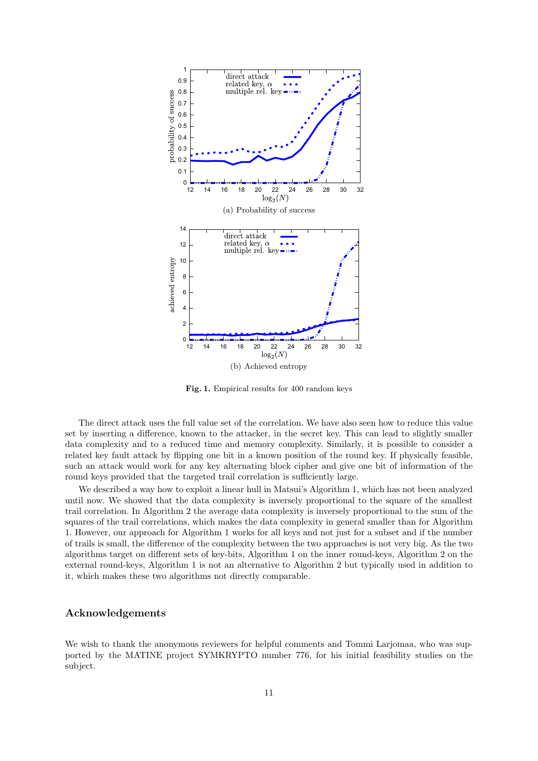(a) Probability of success

(b) Achieved entropy

**Fig. 1.** Empirical results for 400 random keys

The direct attack uses the full value set of the correlation. We have also seen how to reduce this value set by inserting a difference, known to the attacker, in the secret key. This can lead to slightly smaller data complexity and to a reduced time and memory complexity. Similarly, it is possible to consider a related key fault attack by flipping one bit in a known position of the round key. If physically feasible, such an attack would work for any key alternating block cipher and give one bit of information of the round keys provided that the targeted trail correlation is sufficiently large.

We described a way how to exploit a linear hull in Matsui's Algorithm 1, which has not been analyzed until now. We showed that the data complexity is inversely proportional to the square of the smallest trail correlation. In Algorithm 2 the average data complexity is inversely proportional to the sum of the squares of the trail correlations, which makes the data complexity in general smaller than for Algorithm 1. However, our approach for Algorithm 1 works for all keys and not just for a subset and if the number of trails is small, the difference of the complexity between the two approaches is not very big. As the two algorithms target on different sets of key-bits, Algorithm 1 on the inner round-keys, Algorithm 2 on the external round-keys, Algorithm 1 is not an alternative to Algorithm 2 but typically used in addition to it, which makes these two algorithms not directly comparable.

## Acknowledgements

We wish to thank the anonymous reviewers for helpful comments and Tommi Larjomaa, who was supported by the MATINE project SYMKRYPTO number 776, for his initial feasibility studies on the subject.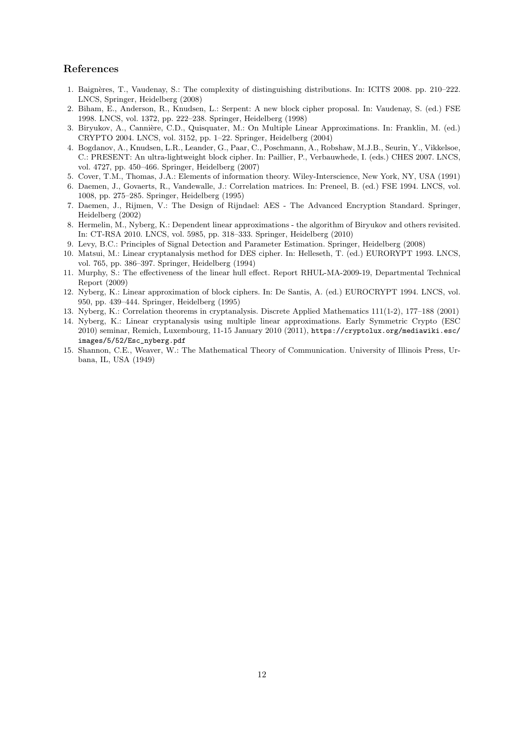## References

1. Baignères, T., Vaudenay, S.: The complexity of distinguishing distributions. In: ICITS 2008. pp. 210–222. LNCS, Springer, Heidelberg (2008)
2. Biham, E., Anderson, R., Knudsen, L.: Serpent: A new block cipher proposal. In: Vaudenay, S. (ed.) FSE 1998. LNCS, vol. 1372, pp. 222–238. Springer, Heidelberg (1998)
3. Biryukov, A., Cannière, C.D., Quisquater, M.: On Multiple Linear Approximations. In: Franklin, M. (ed.) CRYPTO 2004. LNCS, vol. 3152, pp. 1–22. Springer, Heidelberg (2004)
4. Bogdanov, A., Knudsen, L.R., Leander, G., Paar, C., Poschmann, A., Robshaw, M.J.B., Seurin, Y., Vikkelsoe, C.: PRESENT: An ultra-lightweight block cipher. In: Paillier, P., Verbauwhede, I. (eds.) CHES 2007. LNCS, vol. 4727, pp. 450–466. Springer, Heidelberg (2007)
5. Cover, T.M., Thomas, J.A.: Elements of information theory. Wiley-Interscience, New York, NY, USA (1991)
6. Daemen, J., Govaerts, R., Vandewalle, J.: Correlation matrices. In: Preneel, B. (ed.) FSE 1994. LNCS, vol. 1008, pp. 275–285. Springer, Heidelberg (1995)
7. Daemen, J., Rijmen, V.: The Design of Rijndael: AES - The Advanced Encryption Standard. Springer, Heidelberg (2002)
8. Hermelin, M., Nyberg, K.: Dependent linear approximations - the algorithm of Biryukov and others revisited. In: CT-RSA 2010. LNCS, vol. 5985, pp. 318–333. Springer, Heidelberg (2010)
9. Levy, B.C.: Principles of Signal Detection and Parameter Estimation. Springer, Heidelberg (2008)
10. Matsui, M.: Linear cryptanalysis method for DES cipher. In: Helleseth, T. (ed.) EURORYPT 1993. LNCS, vol. 765, pp. 386–397. Springer, Heidelberg (1994)
11. Murphy, S.: The effectiveness of the linear hull effect. Report RHUL-MA-2009-19, Departmental Technical Report (2009)
12. Nyberg, K.: Linear approximation of block ciphers. In: De Santis, A. (ed.) EUROCRYPT 1994. LNCS, vol. 950, pp. 439–444. Springer, Heidelberg (1995)
13. Nyberg, K.: Correlation theorems in cryptanalysis. Discrete Applied Mathematics 111(1-2), 177–188 (2001)
14. Nyberg, K.: Linear cryptanalysis using multiple linear approximations. Early Symmetric Crypto (ESC 2010) seminar, Remich, Luxembourg, 11-15 January 2010 (2011), https://cryptolux.org/mediawiki.esc/images/5/52/Esc_nyberg.pdf
15. Shannon, C.E., Weaver, W.: The Mathematical Theory of Communication. University of Illinois Press, Urbana, IL, USA (1949)